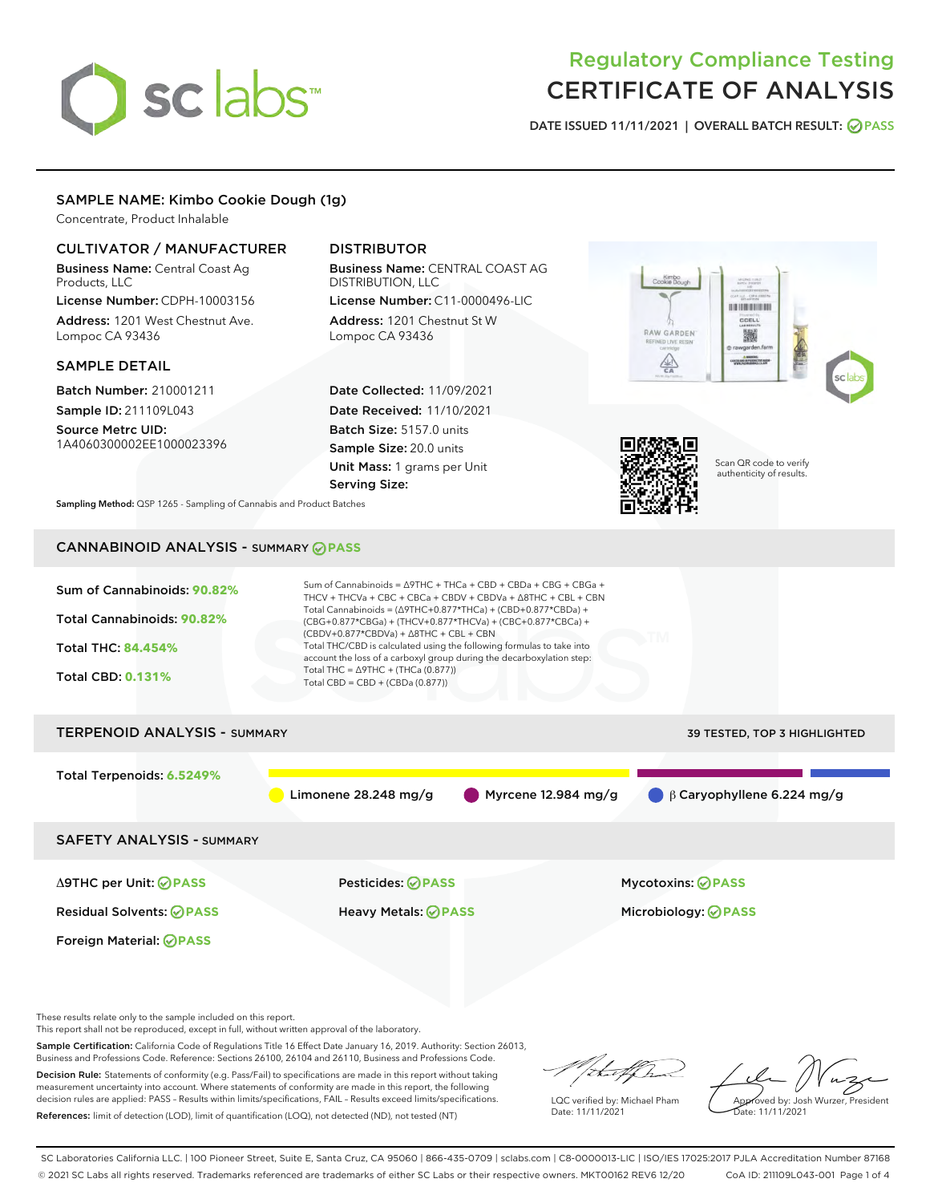# Regulatory Compliance Testing
# CERTIFICATE OF ANALYSIS

DATE ISSUED 11/11/2021 | OVERALL BATCH RESULT: PASS

## SAMPLE NAME: Kimbo Cookie Dough (1g)

Concentrate, Product Inhalable

### CULTIVATOR / MANUFACTURER

**Business Name:** Central Coast Ag Products, LLC

**License Number:** CDPH-10003156

**Address:** 1201 West Chestnut Ave. Lompoc CA 93436

### DISTRIBUTOR

**Business Name:** CENTRAL COAST AG DISTRIBUTION, LLC

**License Number:** C11-0000496-LIC

**Address:** 1201 Chestnut St W Lompoc CA 93436

### SAMPLE DETAIL

**Batch Number:** 210001211

**Sample ID:** 211109L043

**Source Metrc UID:** 1A4060300002EE1000023396

**Date Collected:** 11/09/2021

**Date Received:** 11/10/2021

**Batch Size:** 5157.0 units

**Sample Size:** 20.0 units

**Unit Mass:** 1 grams per Unit

**Serving Size:**

Scan QR code to verify authenticity of results.

**Sampling Method:** QSP 1265 - Sampling of Cannabis and Product Batches

## CANNABINOID ANALYSIS - SUMMARY PASS

Sum of Cannabinoids: **90.82%**

Total Cannabinoids: **90.82%**

Total THC: **84.454%**

Total CBD: **0.131%**

Sum of Cannabinoids = Δ9THC + THCa + CBD + CBDa + CBG + CBGa + THCV + THCVa + CBC + CBCa + CBDV + CBDVa + Δ8THC + CBL + CBN

Total Cannabinoids = (Δ9THC+0.877*THCa) + (CBD+0.877*CBDa) + (CBG+0.877*CBGa) + (THCV+0.877*THCVa) + (CBC+0.877*CBCa) + (CBDV+0.877*CBDVa) + Δ8THC + CBL + CBN

Total THC/CBD is calculated using the following formulas to take into account the loss of a carboxyl group during the decarboxylation step:

Total THC = Δ9THC + (THCa (0.877))

Total CBD = CBD + (CBDa (0.877))

## TERPENOID ANALYSIS - SUMMARY

39 TESTED, TOP 3 HIGHLIGHTED

Total Terpenoids: **6.5249%**

Limonene 28.248 mg/g | Myrcene 12.984 mg/g | β Caryophyllene 6.224 mg/g

## SAFETY ANALYSIS - SUMMARY

| | | |
|---|---|---|
| Δ9THC per Unit: PASS | Pesticides: PASS | Mycotoxins: PASS |
| Residual Solvents: PASS | Heavy Metals: PASS | Microbiology: PASS |
| Foreign Material: PASS | | |

These results relate only to the sample included on this report.
This report shall not be reproduced, except in full, without written approval of the laboratory.

**Sample Certification:** California Code of Regulations Title 16 Effect Date January 16, 2019. Authority: Section 26013, Business and Professions Code. Reference: Sections 26100, 26104 and 26110, Business and Professions Code.

**Decision Rule:** Statements of conformity (e.g. Pass/Fail) to specifications are made in this report without taking measurement uncertainty into account. Where statements of conformity are made in this report, the following decision rules are applied: PASS – Results within limits/specifications, FAIL – Results exceed limits/specifications.

**References:** limit of detection (LOD), limit of quantification (LOQ), not detected (ND), not tested (NT)

LQC verified by: Michael Pham
Date: 11/11/2021

Approved by: Josh Wurzer, President
Date: 11/11/2021

SC Laboratories California LLC. | 100 Pioneer Street, Suite E, Santa Cruz, CA 95060 | 866-435-0709 | sclabs.com | C8-0000013-LIC | ISO/IES 17025:2017 PJLA Accreditation Number 87168
© 2021 SC Labs all rights reserved. Trademarks referenced are trademarks of either SC Labs or their respective owners. MKT00162 REV6 12/20 CoA ID: 211109L043-001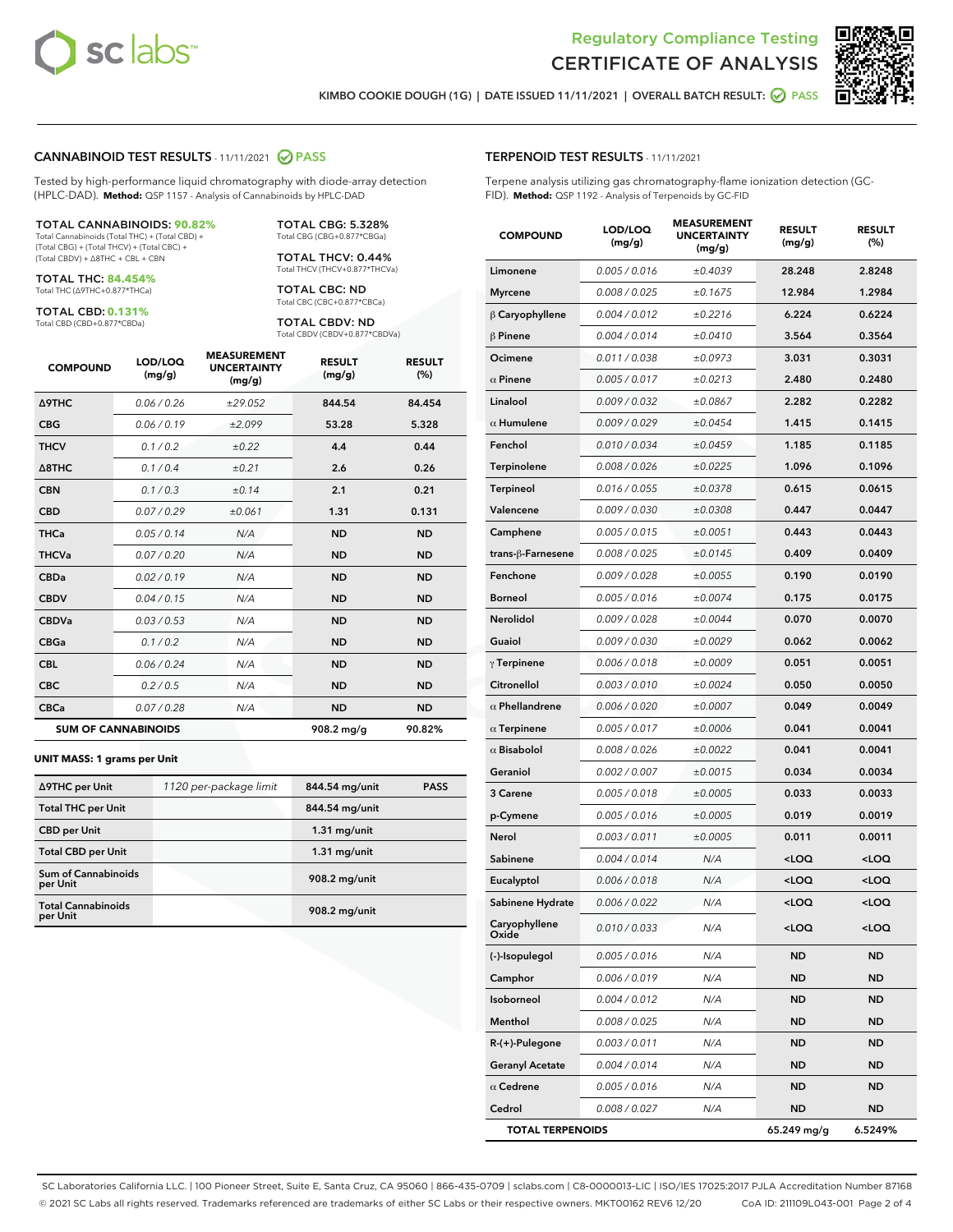# Regulatory Compliance Testing
# CERTIFICATE OF ANALYSIS

KIMBO COOKIE DOUGH (1G) | DATE ISSUED 11/11/2021 | OVERALL BATCH RESULT: PASS

## CANNABINOID TEST RESULTS - 11/11/2021 PASS

Tested by high-performance liquid chromatography with diode-array detection (HPLC-DAD). **Method:** QSP 1157 - Analysis of Cannabinoids by HPLC-DAD

**TOTAL CANNABINOIDS: 90.82%**
Total Cannabinoids (Total THC) + (Total CBD) + (Total CBG) + (Total THCV) + (Total CBC) + (Total CBDV) + Δ8THC + CBL + CBN

**TOTAL THC: 84.454%**
Total THC (Δ9THC+0.877*THCa)

**TOTAL CBD: 0.131%**
Total CBD (CBD+0.877*CBDa)

**TOTAL CBG: 5.328%**
Total CBG (CBG+0.877*CBGa)

**TOTAL THCV: 0.44%**
Total THCV (THCV+0.877*THCVa)

**TOTAL CBC: ND**
Total CBC (CBC+0.877*CBCa)

**TOTAL CBDV: ND**
Total CBDV (CBDV+0.877*CBDVa)

| COMPOUND | LOD/LOQ (mg/g) | MEASUREMENT UNCERTAINTY (mg/g) | RESULT (mg/g) | RESULT (%) |
|---|---|---|---|---|
| Δ9THC | 0.06 / 0.26 | ±29.052 | 844.54 | 84.454 |
| CBG | 0.06 / 0.19 | ±2.099 | 53.28 | 5.328 |
| THCV | 0.1 / 0.2 | ±0.22 | 4.4 | 0.44 |
| Δ8THC | 0.1 / 0.4 | ±0.21 | 2.6 | 0.26 |
| CBN | 0.1 / 0.3 | ±0.14 | 2.1 | 0.21 |
| CBD | 0.07 / 0.29 | ±0.061 | 1.31 | 0.131 |
| THCa | 0.05 / 0.14 | N/A | ND | ND |
| THCVa | 0.07 / 0.20 | N/A | ND | ND |
| CBDa | 0.02 / 0.19 | N/A | ND | ND |
| CBDV | 0.04 / 0.15 | N/A | ND | ND |
| CBDVa | 0.03 / 0.53 | N/A | ND | ND |
| CBGa | 0.1 / 0.2 | N/A | ND | ND |
| CBL | 0.06 / 0.24 | N/A | ND | ND |
| CBC | 0.2 / 0.5 | N/A | ND | ND |
| CBCa | 0.07 / 0.28 | N/A | ND | ND |
| **SUM OF CANNABINOIDS** | | | **908.2 mg/g** | **90.82%** |

**UNIT MASS: 1 grams per Unit**

| | | | |
|---|---|---|---|
| Δ9THC per Unit | 1120 per-package limit | 844.54 mg/unit | PASS |
| Total THC per Unit | | 844.54 mg/unit | |
| CBD per Unit | | 1.31 mg/unit | |
| Total CBD per Unit | | 1.31 mg/unit | |
| Sum of Cannabinoids per Unit | | 908.2 mg/unit | |
| Total Cannabinoids per Unit | | 908.2 mg/unit | |

## TERPENOID TEST RESULTS - 11/11/2021

Terpene analysis utilizing gas chromatography-flame ionization detection (GC-FID). **Method:** QSP 1192 - Analysis of Terpenoids by GC-FID

| COMPOUND | LOD/LOQ (mg/g) | MEASUREMENT UNCERTAINTY (mg/g) | RESULT (mg/g) | RESULT (%) |
|---|---|---|---|---|
| Limonene | 0.005 / 0.016 | ±0.4039 | 28.248 | 2.8248 |
| Myrcene | 0.008 / 0.025 | ±0.1675 | 12.984 | 1.2984 |
| β Caryophyllene | 0.004 / 0.012 | ±0.2216 | 6.224 | 0.6224 |
| β Pinene | 0.004 / 0.014 | ±0.0410 | 3.564 | 0.3564 |
| Ocimene | 0.011 / 0.038 | ±0.0973 | 3.031 | 0.3031 |
| α Pinene | 0.005 / 0.017 | ±0.0213 | 2.480 | 0.2480 |
| Linalool | 0.009 / 0.032 | ±0.0867 | 2.282 | 0.2282 |
| α Humulene | 0.009 / 0.029 | ±0.0454 | 1.415 | 0.1415 |
| Fenchol | 0.010 / 0.034 | ±0.0459 | 1.185 | 0.1185 |
| Terpinolene | 0.008 / 0.026 | ±0.0225 | 1.096 | 0.1096 |
| Terpineol | 0.016 / 0.055 | ±0.0378 | 0.615 | 0.0615 |
| Valencene | 0.009 / 0.030 | ±0.0308 | 0.447 | 0.0447 |
| Camphene | 0.005 / 0.015 | ±0.0051 | 0.443 | 0.0443 |
| trans-β-Farnesene | 0.008 / 0.025 | ±0.0145 | 0.409 | 0.0409 |
| Fenchone | 0.009 / 0.028 | ±0.0055 | 0.190 | 0.0190 |
| Borneol | 0.005 / 0.016 | ±0.0074 | 0.175 | 0.0175 |
| Nerolidol | 0.009 / 0.028 | ±0.0044 | 0.070 | 0.0070 |
| Guaiol | 0.009 / 0.030 | ±0.0029 | 0.062 | 0.0062 |
| γ Terpinene | 0.006 / 0.018 | ±0.0009 | 0.051 | 0.0051 |
| Citronellol | 0.003 / 0.010 | ±0.0024 | 0.050 | 0.0050 |
| α Phellandrene | 0.006 / 0.020 | ±0.0007 | 0.049 | 0.0049 |
| α Terpinene | 0.005 / 0.017 | ±0.0006 | 0.041 | 0.0041 |
| α Bisabolol | 0.008 / 0.026 | ±0.0022 | 0.041 | 0.0041 |
| Geraniol | 0.002 / 0.007 | ±0.0015 | 0.034 | 0.0034 |
| 3 Carene | 0.005 / 0.018 | ±0.0005 | 0.033 | 0.0033 |
| p-Cymene | 0.005 / 0.016 | ±0.0005 | 0.019 | 0.0019 |
| Nerol | 0.003 / 0.011 | ±0.0005 | 0.011 | 0.0011 |
| Sabinene | 0.004 / 0.014 | N/A | <LOQ | <LOQ |
| Eucalyptol | 0.006 / 0.018 | N/A | <LOQ | <LOQ |
| Sabinene Hydrate | 0.006 / 0.022 | N/A | <LOQ | <LOQ |
| Caryophyllene Oxide | 0.010 / 0.033 | N/A | <LOQ | <LOQ |
| (-)-Isopulegol | 0.005 / 0.016 | N/A | ND | ND |
| Camphor | 0.006 / 0.019 | N/A | ND | ND |
| Isoborneol | 0.004 / 0.012 | N/A | ND | ND |
| Menthol | 0.008 / 0.025 | N/A | ND | ND |
| R-(+)-Pulegone | 0.003 / 0.011 | N/A | ND | ND |
| Geranyl Acetate | 0.004 / 0.014 | N/A | ND | ND |
| α Cedrene | 0.005 / 0.016 | N/A | ND | ND |
| Cedrol | 0.008 / 0.027 | N/A | ND | ND |
| **TOTAL TERPENOIDS** | | | **65.249 mg/g** | **6.5249%** |

SC Laboratories California LLC. | 100 Pioneer Street, Suite E, Santa Cruz, CA 95060 | 866-435-0709 | sclabs.com | C8-0000013-LIC | ISO/IES 17025:2017 PJLA Accreditation Number 87168
© 2021 SC Labs all rights reserved. Trademarks referenced are trademarks of either SC Labs or their respective owners. MKT00162 REV6 12/20 CoA ID: 211109L043-001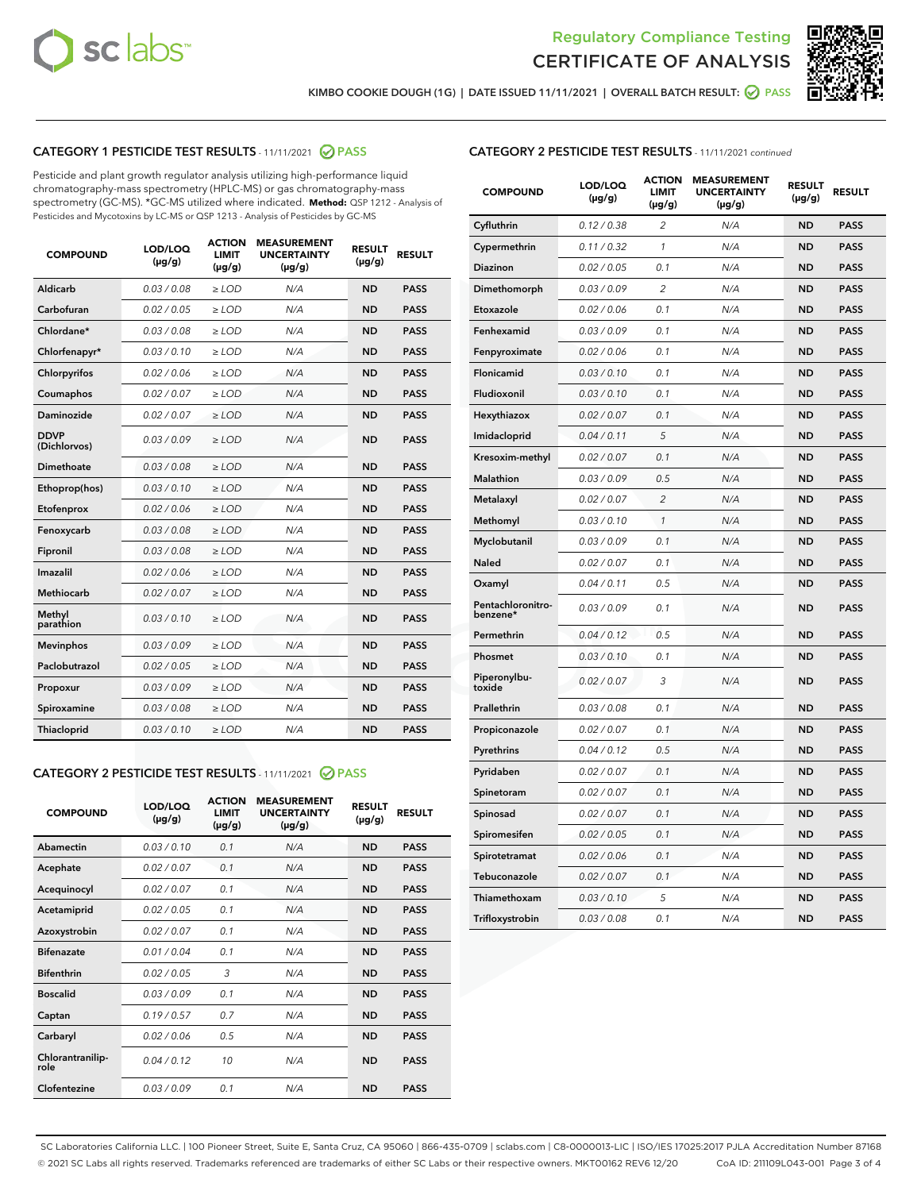Regulatory Compliance Testing
# CERTIFICATE OF ANALYSIS

KIMBO COOKIE DOUGH (1G) | DATE ISSUED 11/11/2021 | OVERALL BATCH RESULT: PASS

## CATEGORY 1 PESTICIDE TEST RESULTS - 11/11/2021 PASS

Pesticide and plant growth regulator analysis utilizing high-performance liquid chromatography-mass spectrometry (HPLC-MS) or gas chromatography-mass spectrometry (GC-MS). *GC-MS utilized where indicated. **Method:** QSP 1212 - Analysis of Pesticides and Mycotoxins by LC-MS or QSP 1213 - Analysis of Pesticides by GC-MS

| COMPOUND | LOD/LOQ (µg/g) | ACTION LIMIT (µg/g) | MEASUREMENT UNCERTAINTY (µg/g) | RESULT (µg/g) | RESULT |
|---|---|---|---|---|---|
| Aldicarb | 0.03 / 0.08 | ≥ LOD | N/A | ND | PASS |
| Carbofuran | 0.02 / 0.05 | ≥ LOD | N/A | ND | PASS |
| Chlordane* | 0.03 / 0.08 | ≥ LOD | N/A | ND | PASS |
| Chlorfenapyr* | 0.03 / 0.10 | ≥ LOD | N/A | ND | PASS |
| Chlorpyrifos | 0.02 / 0.06 | ≥ LOD | N/A | ND | PASS |
| Coumaphos | 0.02 / 0.07 | ≥ LOD | N/A | ND | PASS |
| Daminozide | 0.02 / 0.07 | ≥ LOD | N/A | ND | PASS |
| DDVP (Dichlorvos) | 0.03 / 0.09 | ≥ LOD | N/A | ND | PASS |
| Dimethoate | 0.03 / 0.08 | ≥ LOD | N/A | ND | PASS |
| Ethoprop(hos) | 0.03 / 0.10 | ≥ LOD | N/A | ND | PASS |
| Etofenprox | 0.02 / 0.06 | ≥ LOD | N/A | ND | PASS |
| Fenoxycarb | 0.03 / 0.08 | ≥ LOD | N/A | ND | PASS |
| Fipronil | 0.03 / 0.08 | ≥ LOD | N/A | ND | PASS |
| Imazalil | 0.02 / 0.06 | ≥ LOD | N/A | ND | PASS |
| Methiocarb | 0.02 / 0.07 | ≥ LOD | N/A | ND | PASS |
| Methyl parathion | 0.03 / 0.10 | ≥ LOD | N/A | ND | PASS |
| Mevinphos | 0.03 / 0.09 | ≥ LOD | N/A | ND | PASS |
| Paclobutrazol | 0.02 / 0.05 | ≥ LOD | N/A | ND | PASS |
| Propoxur | 0.03 / 0.09 | ≥ LOD | N/A | ND | PASS |
| Spiroxamine | 0.03 / 0.08 | ≥ LOD | N/A | ND | PASS |
| Thiacloprid | 0.03 / 0.10 | ≥ LOD | N/A | ND | PASS |

## CATEGORY 2 PESTICIDE TEST RESULTS - 11/11/2021 PASS

| COMPOUND | LOD/LOQ (µg/g) | ACTION LIMIT (µg/g) | MEASUREMENT UNCERTAINTY (µg/g) | RESULT (µg/g) | RESULT |
|---|---|---|---|---|---|
| Abamectin | 0.03 / 0.10 | 0.1 | N/A | ND | PASS |
| Acephate | 0.02 / 0.07 | 0.1 | N/A | ND | PASS |
| Acequinocyl | 0.02 / 0.07 | 0.1 | N/A | ND | PASS |
| Acetamiprid | 0.02 / 0.05 | 0.1 | N/A | ND | PASS |
| Azoxystrobin | 0.02 / 0.07 | 0.1 | N/A | ND | PASS |
| Bifenazate | 0.01 / 0.04 | 0.1 | N/A | ND | PASS |
| Bifenthrin | 0.02 / 0.05 | 3 | N/A | ND | PASS |
| Boscalid | 0.03 / 0.09 | 0.1 | N/A | ND | PASS |
| Captan | 0.19 / 0.57 | 0.7 | N/A | ND | PASS |
| Carbaryl | 0.02 / 0.06 | 0.5 | N/A | ND | PASS |
| Chlorantraniliprole | 0.04 / 0.12 | 10 | N/A | ND | PASS |
| Clofentezine | 0.03 / 0.09 | 0.1 | N/A | ND | PASS |
| Cyfluthrin | 0.12 / 0.38 | 2 | N/A | ND | PASS |
| Cypermethrin | 0.11 / 0.32 | 1 | N/A | ND | PASS |
| Diazinon | 0.02 / 0.05 | 0.1 | N/A | ND | PASS |
| Dimethomorph | 0.03 / 0.09 | 2 | N/A | ND | PASS |
| Etoxazole | 0.02 / 0.06 | 0.1 | N/A | ND | PASS |
| Fenhexamid | 0.03 / 0.09 | 0.1 | N/A | ND | PASS |
| Fenpyroximate | 0.02 / 0.06 | 0.1 | N/A | ND | PASS |
| Flonicamid | 0.03 / 0.10 | 0.1 | N/A | ND | PASS |
| Fludioxonil | 0.03 / 0.10 | 0.1 | N/A | ND | PASS |
| Hexythiazox | 0.02 / 0.07 | 0.1 | N/A | ND | PASS |
| Imidacloprid | 0.04 / 0.11 | 5 | N/A | ND | PASS |
| Kresoxim-methyl | 0.02 / 0.07 | 0.1 | N/A | ND | PASS |
| Malathion | 0.03 / 0.09 | 0.5 | N/A | ND | PASS |
| Metalaxyl | 0.02 / 0.07 | 2 | N/A | ND | PASS |
| Methomyl | 0.03 / 0.10 | 1 | N/A | ND | PASS |
| Myclobutanil | 0.03 / 0.09 | 0.1 | N/A | ND | PASS |
| Naled | 0.02 / 0.07 | 0.1 | N/A | ND | PASS |
| Oxamyl | 0.04 / 0.11 | 0.5 | N/A | ND | PASS |
| Pentachloronitrobenzene* | 0.03 / 0.09 | 0.1 | N/A | ND | PASS |
| Permethrin | 0.04 / 0.12 | 0.5 | N/A | ND | PASS |
| Phosmet | 0.03 / 0.10 | 0.1 | N/A | ND | PASS |
| Piperonylbutoxide | 0.02 / 0.07 | 3 | N/A | ND | PASS |
| Prallethrin | 0.03 / 0.08 | 0.1 | N/A | ND | PASS |
| Propiconazole | 0.02 / 0.07 | 0.1 | N/A | ND | PASS |
| Pyrethrins | 0.04 / 0.12 | 0.5 | N/A | ND | PASS |
| Pyridaben | 0.02 / 0.07 | 0.1 | N/A | ND | PASS |
| Spinetoram | 0.02 / 0.07 | 0.1 | N/A | ND | PASS |
| Spinosad | 0.02 / 0.07 | 0.1 | N/A | ND | PASS |
| Spiromesifen | 0.02 / 0.05 | 0.1 | N/A | ND | PASS |
| Spirotetramat | 0.02 / 0.06 | 0.1 | N/A | ND | PASS |
| Tebuconazole | 0.02 / 0.07 | 0.1 | N/A | ND | PASS |
| Thiamethoxam | 0.03 / 0.10 | 5 | N/A | ND | PASS |
| Trifloxystrobin | 0.03 / 0.08 | 0.1 | N/A | ND | PASS |

SC Laboratories California LLC. | 100 Pioneer Street, Suite E, Santa Cruz, CA 95060 | 866-435-0709 | sclabs.com | C8-0000013-LIC | ISO/IES 17025:2017 PJLA Accreditation Number 87168
© 2021 SC Labs all rights reserved. Trademarks referenced are trademarks of either SC Labs or their respective owners. MKT00162 REV6 12/20 CoA ID: 211109L043-001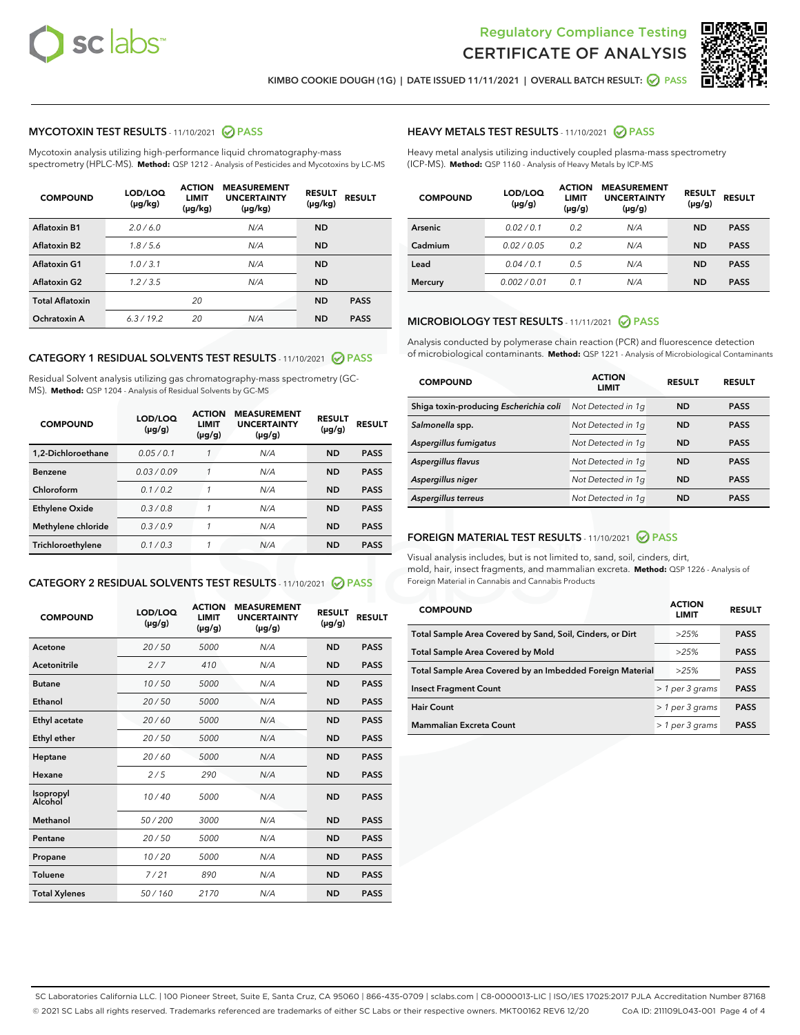Regulatory Compliance Testing
# CERTIFICATE OF ANALYSIS

KIMBO COOKIE DOUGH (1G) | DATE ISSUED 11/11/2021 | OVERALL BATCH RESULT: PASS

## MYCOTOXIN TEST RESULTS - 11/10/2021 PASS

Mycotoxin analysis utilizing high-performance liquid chromatography-mass spectrometry (HPLC-MS). **Method:** QSP 1212 - Analysis of Pesticides and Mycotoxins by LC-MS

| COMPOUND | LOD/LOQ (µg/kg) | ACTION LIMIT (µg/kg) | MEASUREMENT UNCERTAINTY (µg/kg) | RESULT (µg/kg) | RESULT |
|---|---|---|---|---|---|
| Aflatoxin B1 | 2.0 / 6.0 | | N/A | ND | |
| Aflatoxin B2 | 1.8 / 5.6 | | N/A | ND | |
| Aflatoxin G1 | 1.0 / 3.1 | | N/A | ND | |
| Aflatoxin G2 | 1.2 / 3.5 | | N/A | ND | |
| Total Aflatoxin | | 20 | | ND | PASS |
| Ochratoxin A | 6.3 / 19.2 | 20 | N/A | ND | PASS |

## CATEGORY 1 RESIDUAL SOLVENTS TEST RESULTS - 11/10/2021 PASS

Residual Solvent analysis utilizing gas chromatography-mass spectrometry (GC-MS). **Method:** QSP 1204 - Analysis of Residual Solvents by GC-MS

| COMPOUND | LOD/LOQ (µg/g) | ACTION LIMIT (µg/g) | MEASUREMENT UNCERTAINTY (µg/g) | RESULT (µg/g) | RESULT |
|---|---|---|---|---|---|
| 1,2-Dichloroethane | 0.05 / 0.1 | 1 | N/A | ND | PASS |
| Benzene | 0.03 / 0.09 | 1 | N/A | ND | PASS |
| Chloroform | 0.1 / 0.2 | 1 | N/A | ND | PASS |
| Ethylene Oxide | 0.3 / 0.8 | 1 | N/A | ND | PASS |
| Methylene chloride | 0.3 / 0.9 | 1 | N/A | ND | PASS |
| Trichloroethylene | 0.1 / 0.3 | 1 | N/A | ND | PASS |

## CATEGORY 2 RESIDUAL SOLVENTS TEST RESULTS - 11/10/2021 PASS

| COMPOUND | LOD/LOQ (µg/g) | ACTION LIMIT (µg/g) | MEASUREMENT UNCERTAINTY (µg/g) | RESULT (µg/g) | RESULT |
|---|---|---|---|---|---|
| Acetone | 20 / 50 | 5000 | N/A | ND | PASS |
| Acetonitrile | 2 / 7 | 410 | N/A | ND | PASS |
| Butane | 10 / 50 | 5000 | N/A | ND | PASS |
| Ethanol | 20 / 50 | 5000 | N/A | ND | PASS |
| Ethyl acetate | 20 / 60 | 5000 | N/A | ND | PASS |
| Ethyl ether | 20 / 50 | 5000 | N/A | ND | PASS |
| Heptane | 20 / 60 | 5000 | N/A | ND | PASS |
| Hexane | 2 / 5 | 290 | N/A | ND | PASS |
| Isopropyl Alcohol | 10 / 40 | 5000 | N/A | ND | PASS |
| Methanol | 50 / 200 | 3000 | N/A | ND | PASS |
| Pentane | 20 / 50 | 5000 | N/A | ND | PASS |
| Propane | 10 / 20 | 5000 | N/A | ND | PASS |
| Toluene | 7 / 21 | 890 | N/A | ND | PASS |
| Total Xylenes | 50 / 160 | 2170 | N/A | ND | PASS |

## HEAVY METALS TEST RESULTS - 11/10/2021 PASS

Heavy metal analysis utilizing inductively coupled plasma-mass spectrometry (ICP-MS). **Method:** QSP 1160 - Analysis of Heavy Metals by ICP-MS

| COMPOUND | LOD/LOQ (µg/g) | ACTION LIMIT (µg/g) | MEASUREMENT UNCERTAINTY (µg/g) | RESULT (µg/g) | RESULT |
|---|---|---|---|---|---|
| Arsenic | 0.02 / 0.1 | 0.2 | N/A | ND | PASS |
| Cadmium | 0.02 / 0.05 | 0.2 | N/A | ND | PASS |
| Lead | 0.04 / 0.1 | 0.5 | N/A | ND | PASS |
| Mercury | 0.002 / 0.01 | 0.1 | N/A | ND | PASS |

## MICROBIOLOGY TEST RESULTS - 11/11/2021 PASS

Analysis conducted by polymerase chain reaction (PCR) and fluorescence detection of microbiological contaminants. **Method:** QSP 1221 - Analysis of Microbiological Contaminants

| COMPOUND | ACTION LIMIT | RESULT | RESULT |
|---|---|---|---|
| Shiga toxin-producing *Escherichia coli* | Not Detected in 1g | ND | PASS |
| *Salmonella* spp. | Not Detected in 1g | ND | PASS |
| *Aspergillus fumigatus* | Not Detected in 1g | ND | PASS |
| *Aspergillus flavus* | Not Detected in 1g | ND | PASS |
| *Aspergillus niger* | Not Detected in 1g | ND | PASS |
| *Aspergillus terreus* | Not Detected in 1g | ND | PASS |

## FOREIGN MATERIAL TEST RESULTS - 11/10/2021 PASS

Visual analysis includes, but is not limited to, sand, soil, cinders, dirt, mold, hair, insect fragments, and mammalian excreta. **Method:** QSP 1226 - Analysis of Foreign Material in Cannabis and Cannabis Products

| COMPOUND | ACTION LIMIT | RESULT |
|---|---|---|
| Total Sample Area Covered by Sand, Soil, Cinders, or Dirt | >25% | PASS |
| Total Sample Area Covered by Mold | >25% | PASS |
| Total Sample Area Covered by an Imbedded Foreign Material | >25% | PASS |
| Insect Fragment Count | > 1 per 3 grams | PASS |
| Hair Count | > 1 per 3 grams | PASS |
| Mammalian Excreta Count | > 1 per 3 grams | PASS |

SC Laboratories California LLC. | 100 Pioneer Street, Suite E, Santa Cruz, CA 95060 | 866-435-0709 | sclabs.com | C8-0000013-LIC | ISO/IES 17025:2017 PJLA Accreditation Number 87168
© 2021 SC Labs all rights reserved. Trademarks referenced are trademarks of either SC Labs or their respective owners. MKT00162 REV6 12/20 CoA ID: 211109L043-001